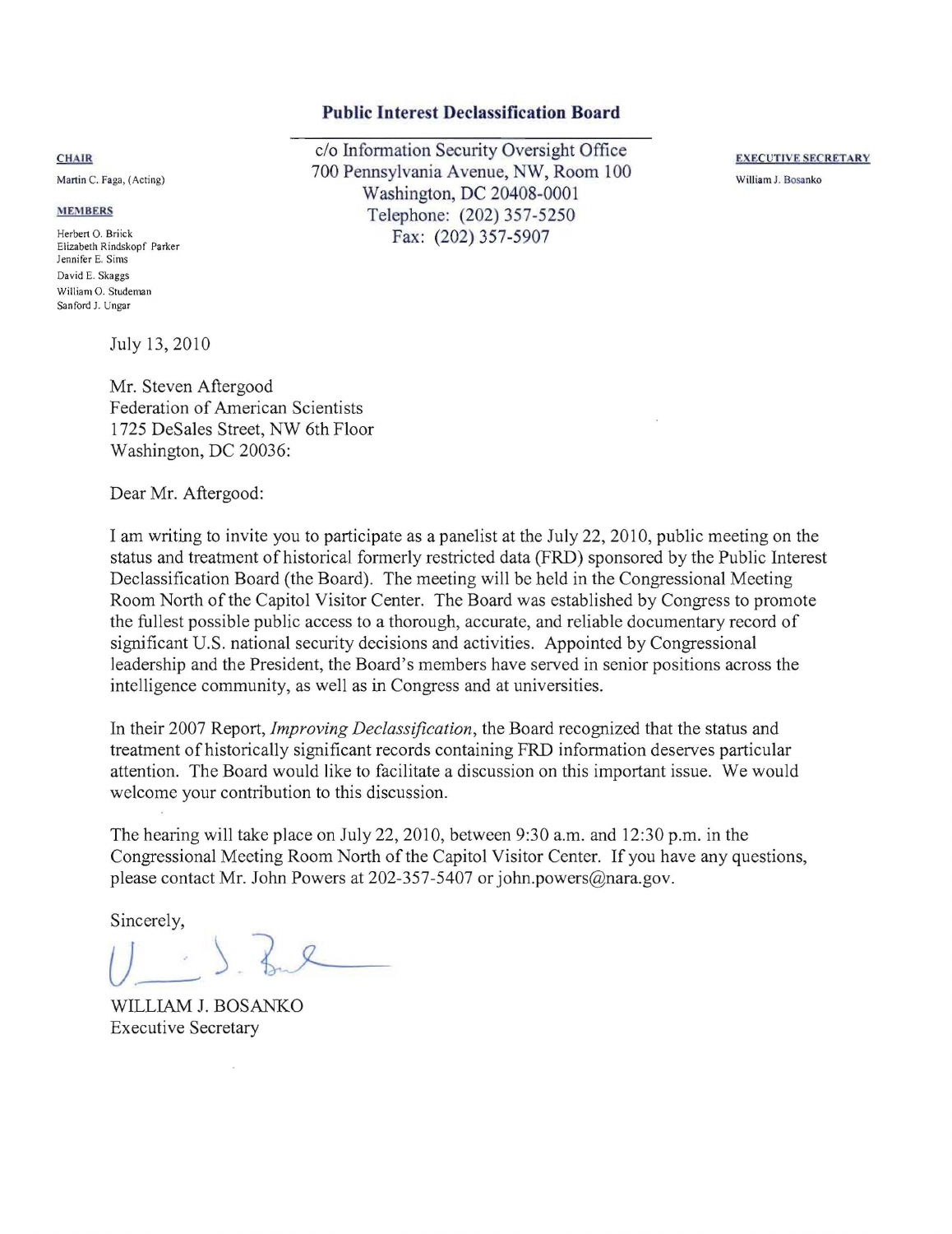**Public Interest Declassification Board**

c/o Information Security Oversight Office
700 Pennsylvania Avenue, NW, Room 100
Washington, DC 20408-0001
Telephone: (202) 357-5250
Fax: (202) 357-5907

**CHAIR**

Martin C. Faga, (Acting)

**MEMBERS**

Herbert O. Briick
Elizabeth Rindskopf Parker
Jennifer E. Sims
David E. Skaggs
William O. Studeman
Sanford J. Ungar

**EXECUTIVE SECRETARY**

William J. Bosanko

July 13, 2010

Mr. Steven Aftergood
Federation of American Scientists
1725 DeSales Street, NW 6th Floor
Washington, DC 20036:

Dear Mr. Aftergood:

I am writing to invite you to participate as a panelist at the July 22, 2010, public meeting on the status and treatment of historical formerly restricted data (FRD) sponsored by the Public Interest Declassification Board (the Board). The meeting will be held in the Congressional Meeting Room North of the Capitol Visitor Center. The Board was established by Congress to promote the fullest possible public access to a thorough, accurate, and reliable documentary record of significant U.S. national security decisions and activities. Appointed by Congressional leadership and the President, the Board's members have served in senior positions across the intelligence community, as well as in Congress and at universities.

In their 2007 Report, *Improving Declassification*, the Board recognized that the status and treatment of historically significant records containing FRD information deserves particular attention. The Board would like to facilitate a discussion on this important issue. We would welcome your contribution to this discussion.

The hearing will take place on July 22, 2010, between 9:30 a.m. and 12:30 p.m. in the Congressional Meeting Room North of the Capitol Visitor Center. If you have any questions, please contact Mr. John Powers at 202-357-5407 or john.powers@nara.gov.

Sincerely,

WILLIAM J. BOSANKO
Executive Secretary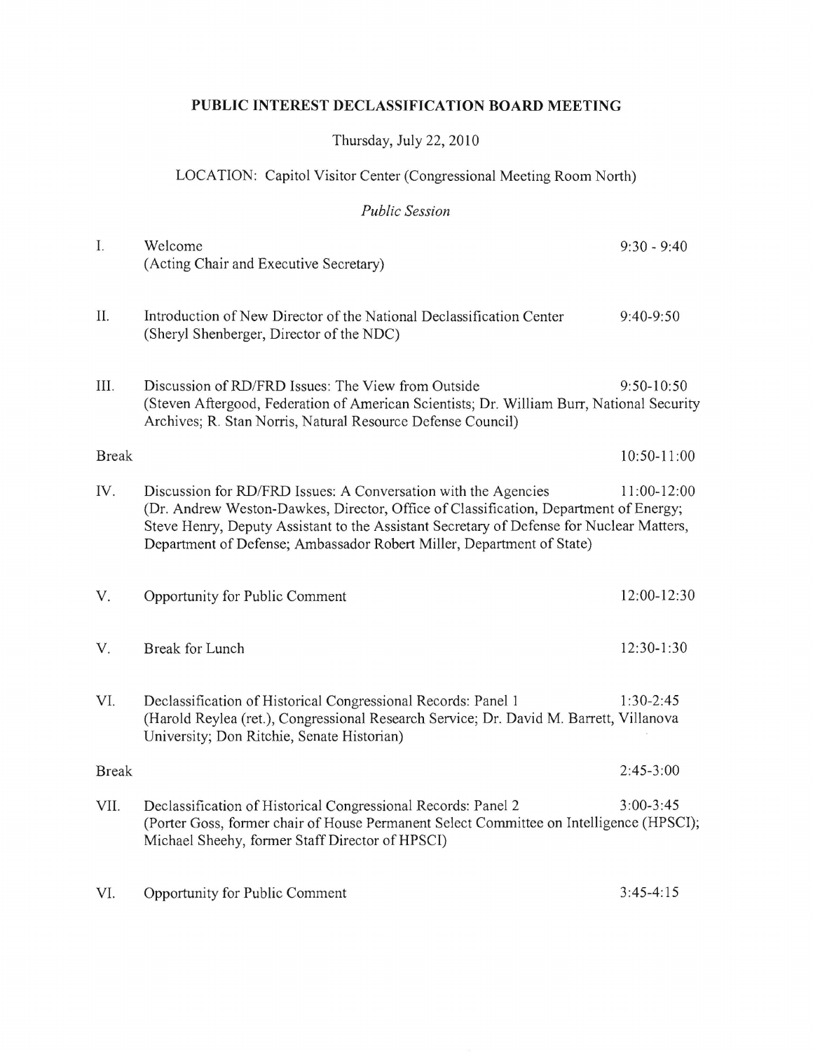**PUBLIC INTEREST DECLASSIFICATION BOARD MEETING**

Thursday, July 22, 2010

LOCATION: Capitol Visitor Center (Congressional Meeting Room North)

*Public Session*

| | | |
|---|---|---|
| I. | Welcome<br>(Acting Chair and Executive Secretary) | 9:30 - 9:40 |
| II. | Introduction of New Director of the National Declassification Center<br>(Sheryl Shenberger, Director of the NDC) | 9:40-9:50 |
| III. | Discussion of RD/FRD Issues: The View from Outside<br>(Steven Aftergood, Federation of American Scientists; Dr. William Burr, National Security Archives; R. Stan Norris, Natural Resource Defense Council) | 9:50-10:50 |
| Break | | 10:50-11:00 |
| IV. | Discussion for RD/FRD Issues: A Conversation with the Agencies<br>(Dr. Andrew Weston-Dawkes, Director, Office of Classification, Department of Energy; Steve Henry, Deputy Assistant to the Assistant Secretary of Defense for Nuclear Matters, Department of Defense; Ambassador Robert Miller, Department of State) | 11:00-12:00 |
| V. | Opportunity for Public Comment | 12:00-12:30 |
| V. | Break for Lunch | 12:30-1:30 |
| VI. | Declassification of Historical Congressional Records: Panel 1<br>(Harold Reylea (ret.), Congressional Research Service; Dr. David M. Barrett, Villanova University; Don Ritchie, Senate Historian) | 1:30-2:45 |
| Break | | 2:45-3:00 |
| VII. | Declassification of Historical Congressional Records: Panel 2<br>(Porter Goss, former chair of House Permanent Select Committee on Intelligence (HPSCI); Michael Sheehy, former Staff Director of HPSCI) | 3:00-3:45 |
| VI. | Opportunity for Public Comment | 3:45-4:15 |